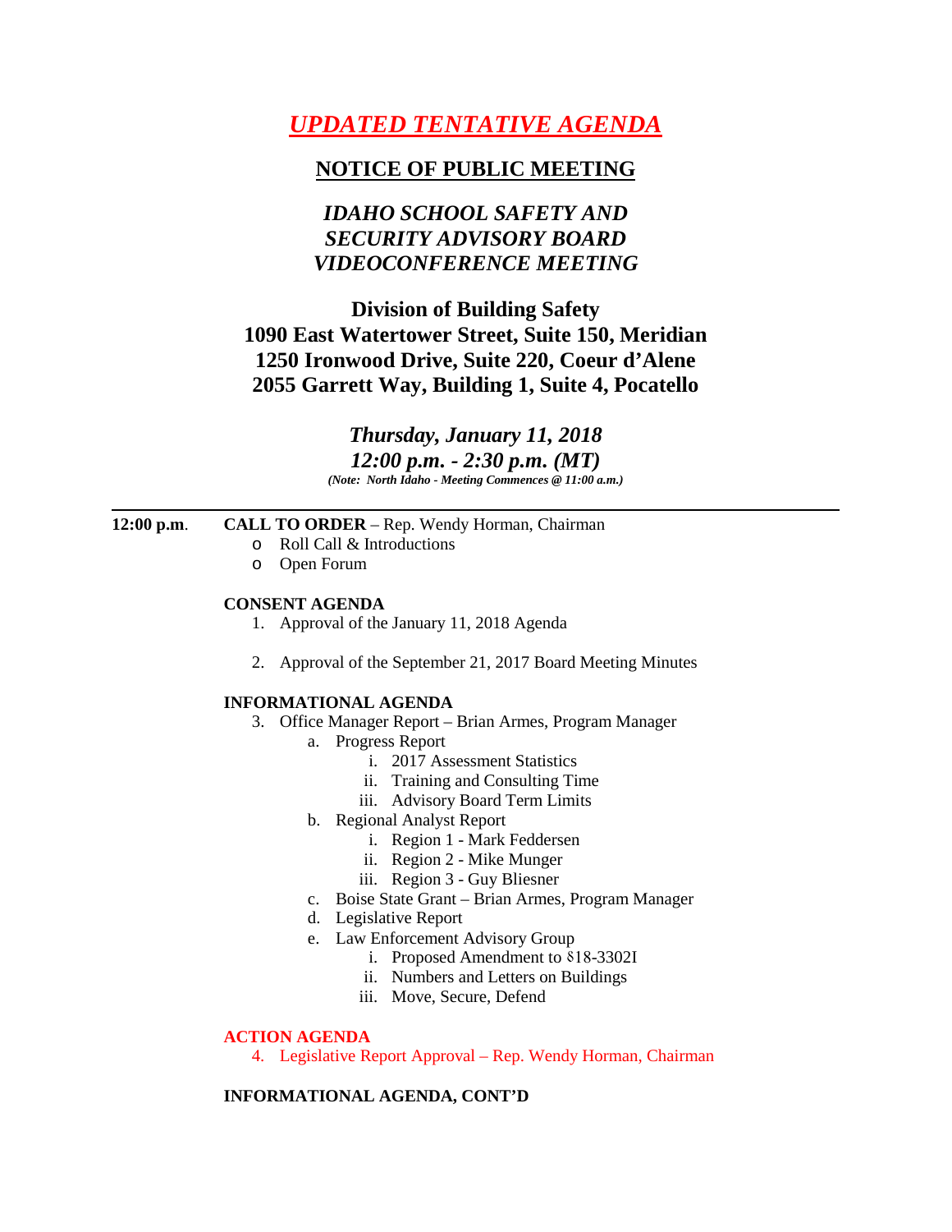# *UPDATED TENTATIVE AGENDA*

## NOTICE OF PUBLIC MEETING

## *IDAHO SCHOOL SAFETY AND SECURITY ADVISORY BOARD VIDEOCONFERENCE MEETING*

**Division of Building Safety**
**1090 East Watertower Street, Suite 150, Meridian**
**1250 Ironwood Drive, Suite 220, Coeur d'Alene**
**2055 Garrett Way, Building 1, Suite 4, Pocatello**

***Thursday, January 11, 2018***
***12:00 p.m. - 2:30 p.m. (MT)***
***(Note: North Idaho - Meeting Commences @ 11:00 a.m.)***

---

**12:00 p.m.** **CALL TO ORDER** – Rep. Wendy Horman, Chairman

- Roll Call & Introductions
- Open Forum

**CONSENT AGENDA**

1. Approval of the January 11, 2018 Agenda

2. Approval of the September 21, 2017 Board Meeting Minutes

**INFORMATIONAL AGENDA**

3. Office Manager Report – Brian Armes, Program Manager
   a. Progress Report
      i. 2017 Assessment Statistics
      ii. Training and Consulting Time
      iii. Advisory Board Term Limits
   b. Regional Analyst Report
      i. Region 1 - Mark Feddersen
      ii. Region 2 - Mike Munger
      iii. Region 3 - Guy Bliesner
   c. Boise State Grant – Brian Armes, Program Manager
   d. Legislative Report
   e. Law Enforcement Advisory Group
      i. Proposed Amendment to §18-3302I
      ii. Numbers and Letters on Buildings
      iii. Move, Secure, Defend

**ACTION AGENDA**

4. Legislative Report Approval – Rep. Wendy Horman, Chairman

**INFORMATIONAL AGENDA, CONT'D**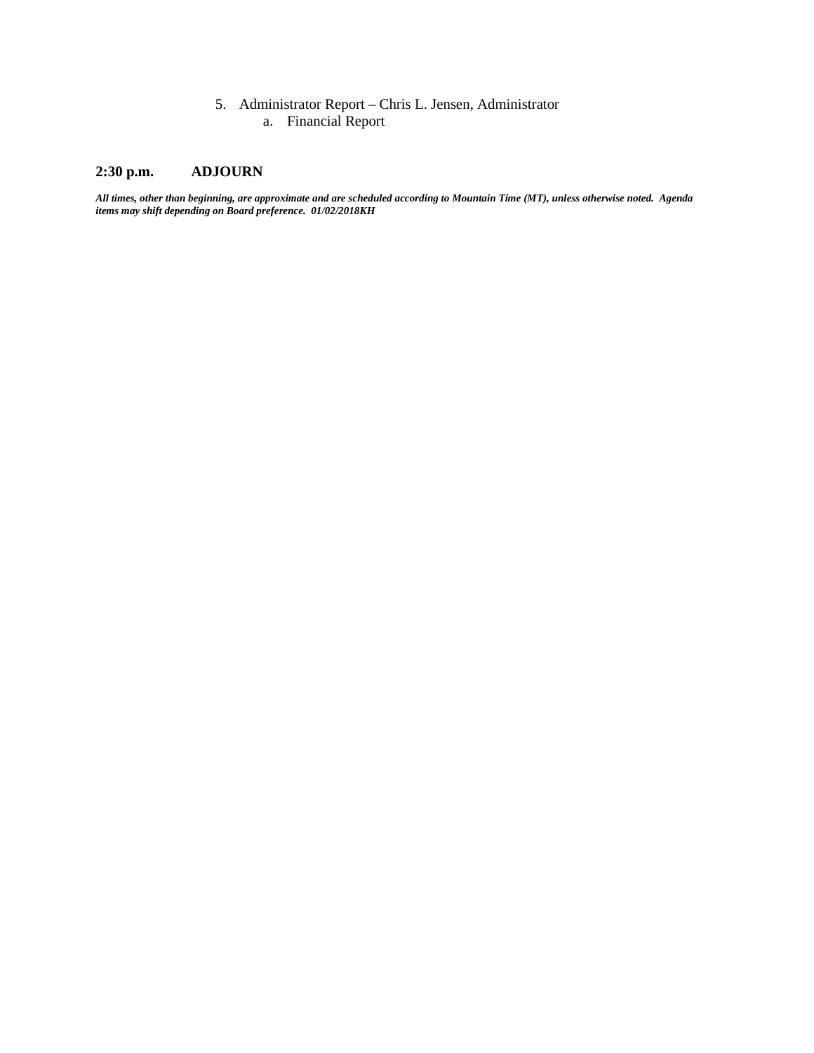5. Administrator Report – Chris L. Jensen, Administrator
    a. Financial Report

**2:30 p.m. ADJOURN**

***All times, other than beginning, are approximate and are scheduled according to Mountain Time (MT), unless otherwise noted. Agenda items may shift depending on Board preference. 01/02/2018KH***